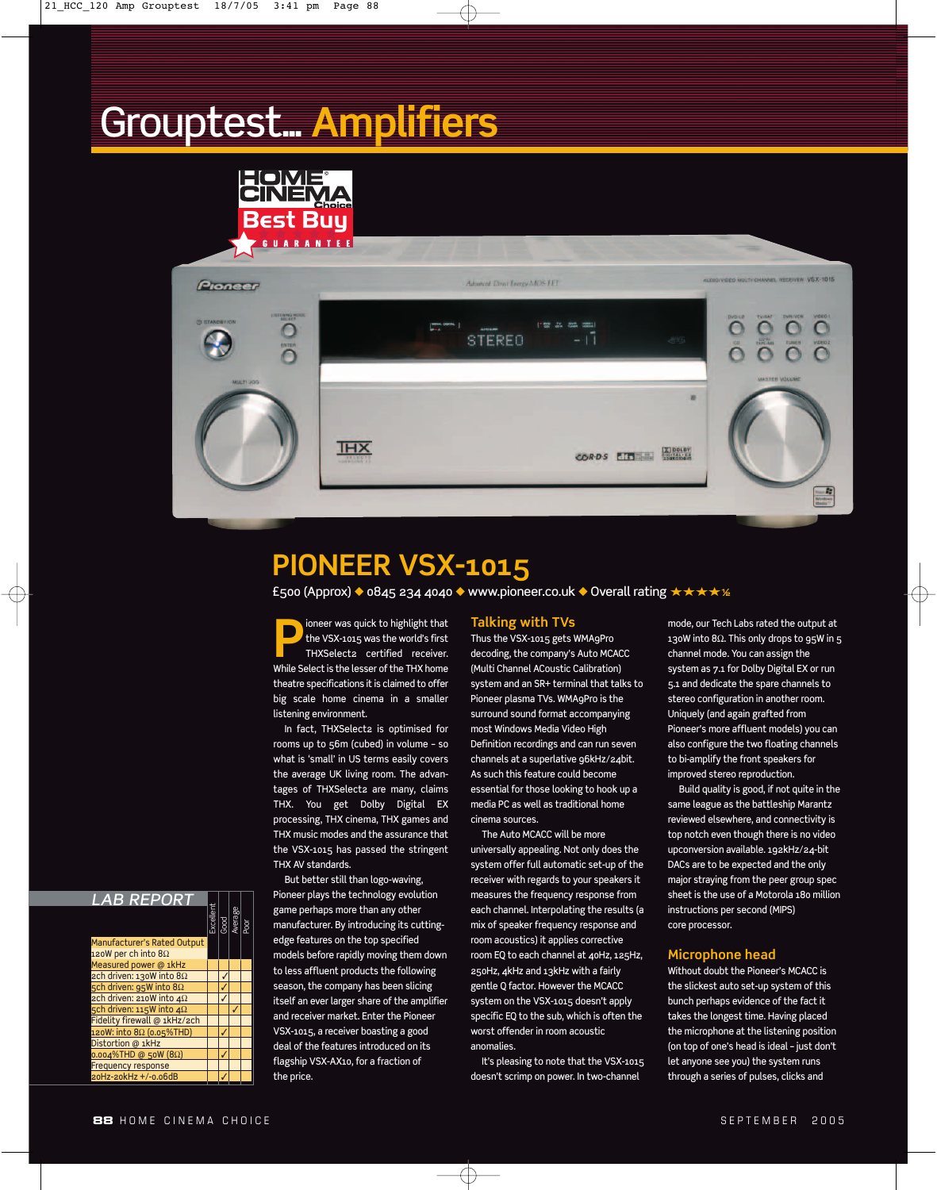# Grouptest... Amplifiers

HOME CINEMA Choice Best Buy GUARANTEE

## PIONEER VSX-1015

£500 (Approx) ◆ 0845 234 4040 ◆ www.pioneer.co.uk ◆ Overall rating ★★★★½

Pioneer was quick to highlight that the VSX-1015 was the world's first THXSelect2 certified receiver. While Select is the lesser of the THX home theatre specifications it is claimed to offer big scale home cinema in a smaller listening environment.

In fact, THXSelect2 is optimised for rooms up to 56m (cubed) in volume – so what is 'small' in US terms easily covers the average UK living room. The advantages of THXSelect2 are many, claims THX. You get Dolby Digital EX processing, THX cinema, THX games and THX music modes and the assurance that the VSX-1015 has passed the stringent THX AV standards.

But better still than logo-waving, Pioneer plays the technology evolution game perhaps more than any other manufacturer. By introducing its cutting-edge features on the top specified models before rapidly moving them down to less affluent products the following season, the company has been slicing itself an ever larger share of the amplifier and receiver market. Enter the Pioneer VSX-1015, a receiver boasting a good deal of the features introduced on its flagship VSX-AX10, for a fraction of the price.

### Talking with TVs

Thus the VSX-1015 gets WMA9Pro decoding, the company's Auto MCACC (Multi Channel ACoustic Calibration) system and an SR+ terminal that talks to Pioneer plasma TVs. WMA9Pro is the surround sound format accompanying most Windows Media Video High Definition recordings and can run seven channels at a superlative 96kHz/24bit. As such this feature could become essential for those looking to hook up a media PC as well as traditional home cinema sources.

The Auto MCACC will be more universally appealing. Not only does the system offer full automatic set-up of the receiver with regards to your speakers it measures the frequency response from each channel. Interpolating the results (a mix of speaker frequency response and room acoustics) it applies corrective room EQ to each channel at 40Hz, 125Hz, 250Hz, 4kHz and 13kHz with a fairly gentle Q factor. However the MCACC system on the VSX-1015 doesn't apply specific EQ to the sub, which is often the worst offender in room acoustic anomalies.

It's pleasing to note that the VSX-1015 doesn't scrimp on power. In two-channel mode, our Tech Labs rated the output at 130W into 8Ω. This only drops to 95W in 5 channel mode. You can assign the system as 7.1 for Dolby Digital EX or run 5.1 and dedicate the spare channels to stereo configuration in another room. Uniquely (and again grafted from Pioneer's more affluent models) you can also configure the two floating channels to bi-amplify the front speakers for improved stereo reproduction.

Build quality is good, if not quite in the same league as the battleship Marantz reviewed elsewhere, and connectivity is top notch even though there is no video upconversion available. 192kHz/24-bit DACs are to be expected and the only major straying from the peer group spec sheet is the use of a Motorola 180 million instructions per second (MIPS) core processor.

### Microphone head

Without doubt the Pioneer's MCACC is the slickest auto set-up system of this bunch perhaps evidence of the fact it takes the longest time. Having placed the microphone at the listening position (on top of one's head is ideal – just don't let anyone see you) the system runs through a series of pulses, clicks and

### LAB REPORT

| | Excellent | Good | Average | Poor |
|---|---|---|---|---|
| **Manufacturer's Rated Output** | | | | |
| 120W per ch into 8Ω | | | | |
| **Measured power @ 1kHz** | | | | |
| 2ch driven: 130W into 8Ω | | ✓ | | |
| 5ch driven: 95W into 8Ω | | ✓ | | |
| 2ch driven: 210W into 4Ω | | ✓ | | |
| 5ch driven: 115W into 4Ω | | | ✓ | |
| **Fidelity firewall @ 1kHz/2ch** | | | | |
| 120W: into 8Ω (0.05%THD) | | ✓ | | |
| **Distortion @ 1kHz** | | | | |
| 0.004%THD @ 50W (8Ω) | | ✓ | | |
| **Frequency response** | | | | |
| 20Hz-20kHz +/-0.06dB | | ✓ | | |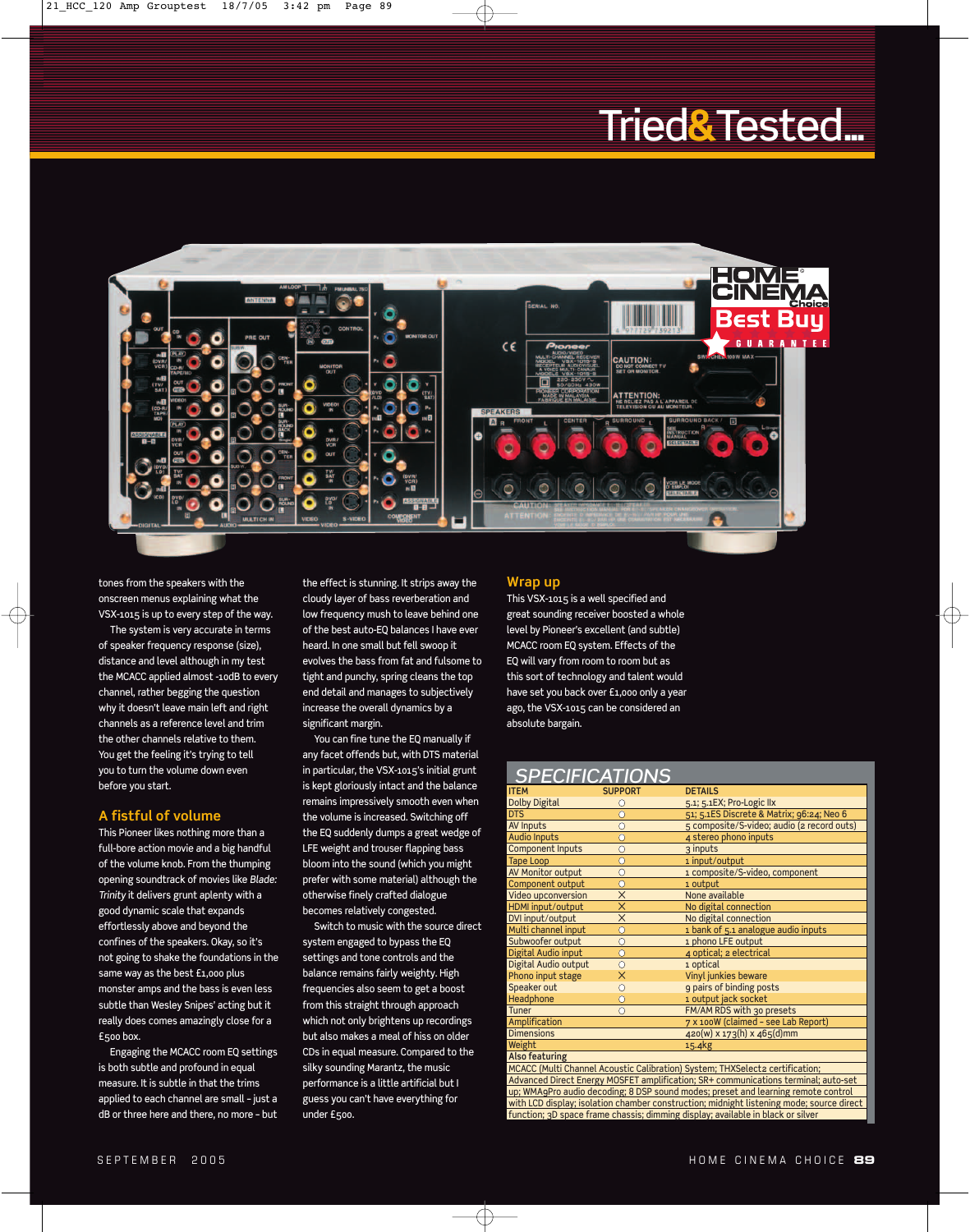tones from the speakers with the onscreen menus explaining what the VSX-1015 is up to every step of the way.

The system is very accurate in terms of speaker frequency response (size), distance and level although in my test the MCACC applied almost -10dB to every channel, rather begging the question why it doesn't leave main left and right channels as a reference level and trim the other channels relative to them. You get the feeling it's trying to tell you to turn the volume down even before you start.

## A fistful of volume

This Pioneer likes nothing more than a full-bore action movie and a big handful of the volume knob. From the thumping opening soundtrack of movies like *Blade: Trinity* it delivers grunt aplenty with a good dynamic scale that expands effortlessly above and beyond the confines of the speakers. Okay, so it's not going to shake the foundations in the same way as the best £1,000 plus monster amps and the bass is even less subtle than Wesley Snipes' acting but it really does comes amazingly close for a £500 box.

Engaging the MCACC room EQ settings is both subtle and profound in equal measure. It is subtle in that the trims applied to each channel are small – just a dB or three here and there, no more – but the effect is stunning. It strips away the cloudy layer of bass reverberation and low frequency mush to leave behind one of the best auto-EQ balances I have ever heard. In one small but fell swoop it evolves the bass from fat and fulsome to tight and punchy, spring cleans the top end detail and manages to subjectively increase the overall dynamics by a significant margin.

You can fine tune the EQ manually if any facet offends but, with DTS material in particular, the VSX-1015's initial grunt is kept gloriously intact and the balance remains impressively smooth even when the volume is increased. Switching off the EQ suddenly dumps a great wedge of LFE weight and trouser flapping bass bloom into the sound (which you might prefer with some material) although the otherwise finely crafted dialogue becomes relatively congested.

Switch to music with the source direct system engaged to bypass the EQ settings and tone controls and the balance remains fairly weighty. High frequencies also seem to get a boost from this straight through approach which not only brightens up recordings but also makes a meal of hiss on older CDs in equal measure. Compared to the silky sounding Marantz, the music performance is a little artificial but I guess you can't have everything for under £500.

## Wrap up

This VSX-1015 is a well specified and great sounding receiver boosted a whole level by Pioneer's excellent (and subtle) MCACC room EQ system. Effects of the EQ will vary from room to room but as this sort of technology and talent would have set you back over £1,000 only a year ago, the VSX-1015 can be considered an absolute bargain.

## SPECIFICATIONS

| ITEM | SUPPORT | DETAILS |
|---|---|---|
| Dolby Digital | ○ | 5.1; 5.1EX; Pro-Logic IIx |
| DTS | ○ | 51; 5.1ES Discrete & Matrix; 96:24; Neo 6 |
| AV Inputs | ○ | 5 composite/S-video; audio (2 record outs) |
| Audio Inputs | ○ | 4 stereo phono inputs |
| Component Inputs | ○ | 3 inputs |
| Tape Loop | ○ | 1 input/output |
| AV Monitor output | ○ | 1 composite/S-video, component |
| Component output | ○ | 1 output |
| Video upconversion | × | None available |
| HDMI input/output | × | No digital connection |
| DVI input/output | × | No digital connection |
| Multi channel input | ○ | 1 bank of 5.1 analogue audio inputs |
| Subwoofer output | ○ | 1 phono LFE output |
| Digital Audio input | ○ | 4 optical; 2 electrical |
| Digital Audio output | ○ | 1 optical |
| Phono input stage | × | Vinyl junkies beware |
| Speaker out | ○ | 9 pairs of binding posts |
| Headphone | ○ | 1 output jack socket |
| Tuner | ○ | FM/AM RDS with 30 presets |
| Amplification | | 7 x 100W (claimed – see Lab Report) |
| Dimensions | | 420(w) x 173(h) x 465(d)mm |
| Weight | | 15.4kg |

**Also featuring**

MCACC (Multi Channel Acoustic Calibration) System; THXSelect2 certification; Advanced Direct Energy MOSFET amplification; SR+ communications terminal; auto-set up; WMAgPro audio decoding; 8 DSP sound modes; preset and learning remote control with LCD display; isolation chamber construction; midnight listening mode; source direct function; 3D space frame chassis; dimming display; available in black or silver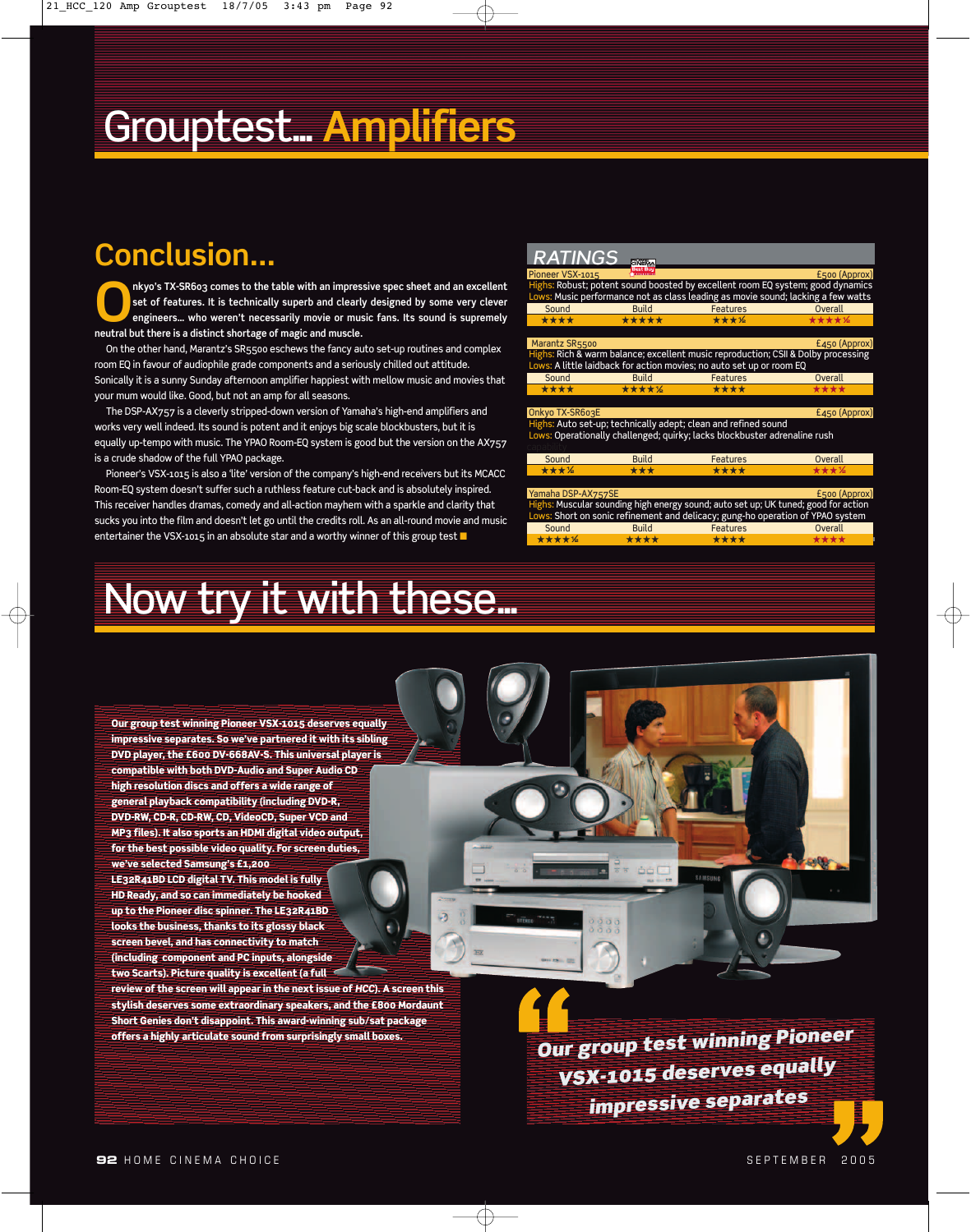# Grouptest... Amplifiers

## Conclusion...

Onkyo's TX-SR603 comes to the table with an impressive spec sheet and an excellent set of features. It is technically superb and clearly designed by some very clever engineers... who weren't necessarily movie or music fans. Its sound is supremely neutral but there is a distinct shortage of magic and muscle.

On the other hand, Marantz's SR5500 eschews the fancy auto set-up routines and complex room EQ in favour of audiophile grade components and a seriously chilled out attitude. Sonically it is a sunny Sunday afternoon amplifier happiest with mellow music and movies that your mum would like. Good, but not an amp for all seasons.

The DSP-AX757 is a cleverly stripped-down version of Yamaha's high-end amplifiers and works very well indeed. Its sound is potent and it enjoys big scale blockbusters, but it is equally up-tempo with music. The YPAO Room-EQ system is good but the version on the AX757 is a crude shadow of the full YPAO package.

Pioneer's VSX-1015 is also a 'lite' version of the company's high-end receivers but its MCACC Room-EQ system doesn't suffer such a ruthless feature cut-back and is absolutely inspired. This receiver handles dramas, comedy and all-action mayhem with a sparkle and clarity that sucks you into the film and doesn't let go until the credits roll. As an all-round movie and music entertainer the VSX-1015 in an absolute star and a worthy winner of this group test ■

## RATINGS

**Pioneer VSX-1015** — £500 (Approx)
Highs: Robust; potent sound boosted by excellent room EQ system; good dynamics
Lows: Music performance not as class leading as movie sound; lacking a few watts

| Sound | Build | Features | Overall |
|---|---|---|---|
| ★★★★ | ★★★★★ | ★★★½ | ★★★★½ |

**Marantz SR5500** — £450 (Approx)
Highs: Rich & warm balance; excellent music reproduction; CSII & Dolby processing
Lows: A little laidback for action movies; no auto set up or room EQ

| Sound | Build | Features | Overall |
|---|---|---|---|
| ★★★★ | ★★★★½ | ★★★★ | ★★★★ |

**Onkyo TX-SR603E** — £450 (Approx)
Highs: Auto set-up; technically adept; clean and refined sound
Lows: Operationally challenged; quirky; lacks blockbuster adrenaline rush

| Sound | Build | Features | Overall |
|---|---|---|---|
| ★★★½ | ★★★ | ★★★★ | ★★★½ |

**Yamaha DSP-AX757SE** — £500 (Approx)
Highs: Muscular sounding high energy sound; auto set up; UK tuned; good for action
Lows: Short on sonic refinement and delicacy; gung-ho operation of YPAO system

| Sound | Build | Features | Overall |
|---|---|---|---|
| ★★★★½ | ★★★★ | ★★★★ | ★★★★ |

# Now try it with these...

**Our group test winning Pioneer VSX-1015 deserves equally impressive separates. So we've partnered it with its sibling DVD player, the £600 DV-668AV-S. This universal player is compatible with both DVD-Audio and Super Audio CD high resolution discs and offers a wide range of general playback compatibility (including DVD-R, DVD-RW, CD-R, CD-RW, VideoCD, Super VCD and MP3 files). It also sports an HDMI digital video output, for the best possible video quality. For screen duties, we've selected Samsung's £1,200 LE32R41BD LCD digital TV. This model is fully HD Ready, and so can immediately be hooked up to the Pioneer disc spinner. The LE32R41BD looks the business, thanks to its glossy black screen bevel, and has connectivity to match (including component and PC inputs, alongside two Scarts). Picture quality is excellent (a full review of the screen will appear in the next issue of *HCC*). A screen this stylish deserves some extraordinary speakers, and the £800 Mordaunt Short Genies don't disappoint. This award-winning sub/sat package offers a highly articulate sound from surprisingly small boxes.**

> *"Our group test winning Pioneer VSX-1015 deserves equally impressive separates"*